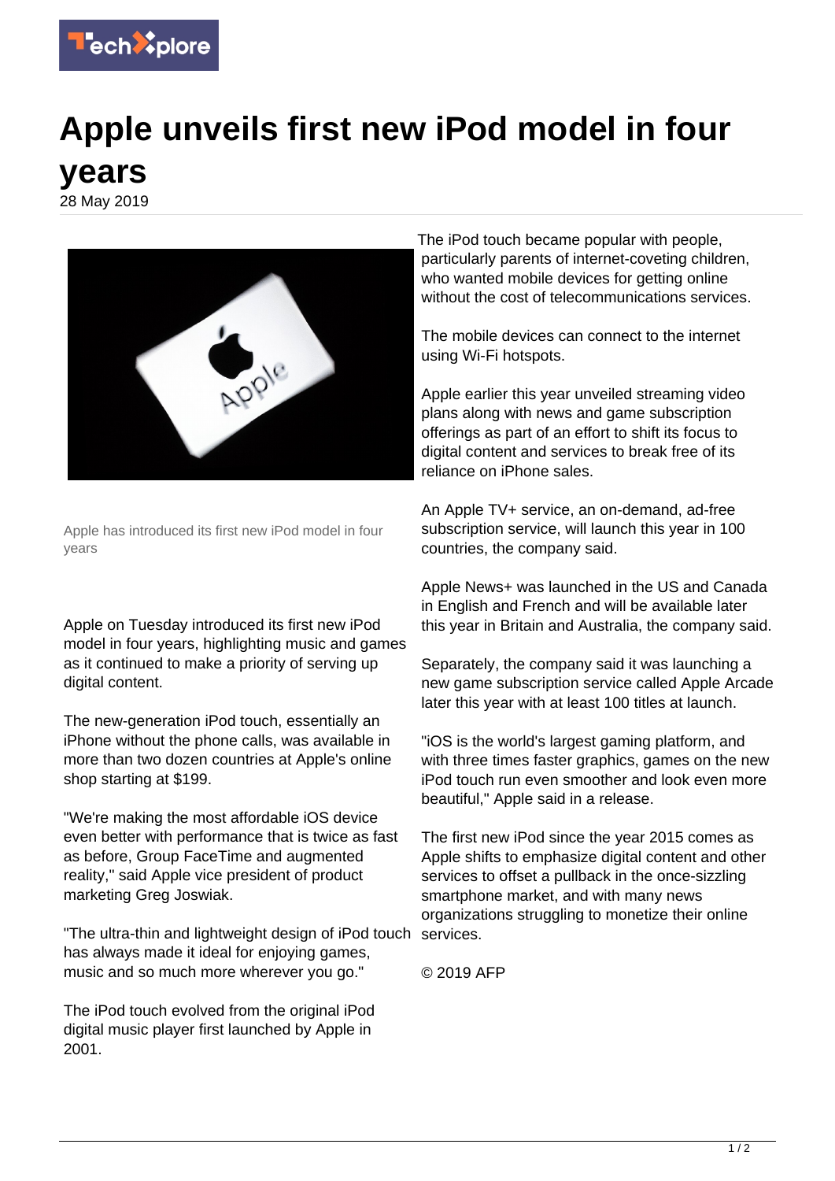# Apple unveils first new iPod model in four years

28 May 2019

Apple has introduced its first new iPod model in four years

Apple on Tuesday introduced its first new iPod model in four years, highlighting music and games as it continued to make a priority of serving up digital content.

The new-generation iPod touch, essentially an iPhone without the phone calls, was available in more than two dozen countries at Apple's online shop starting at $199.

"We're making the most affordable iOS device even better with performance that is twice as fast as before, Group FaceTime and augmented reality," said Apple vice president of product marketing Greg Joswiak.

"The ultra-thin and lightweight design of iPod touch has always made it ideal for enjoying games, music and so much more wherever you go."

The iPod touch evolved from the original iPod digital music player first launched by Apple in 2001.

The iPod touch became popular with people, particularly parents of internet-coveting children, who wanted mobile devices for getting online without the cost of telecommunications services.

The mobile devices can connect to the internet using Wi-Fi hotspots.

Apple earlier this year unveiled streaming video plans along with news and game subscription offerings as part of an effort to shift its focus to digital content and services to break free of its reliance on iPhone sales.

An Apple TV+ service, an on-demand, ad-free subscription service, will launch this year in 100 countries, the company said.

Apple News+ was launched in the US and Canada in English and French and will be available later this year in Britain and Australia, the company said.

Separately, the company said it was launching a new game subscription service called Apple Arcade later this year with at least 100 titles at launch.

"iOS is the world's largest gaming platform, and with three times faster graphics, games on the new iPod touch run even smoother and look even more beautiful," Apple said in a release.

The first new iPod since the year 2015 comes as Apple shifts to emphasize digital content and other services to offset a pullback in the once-sizzling smartphone market, and with many news organizations struggling to monetize their online services.

© 2019 AFP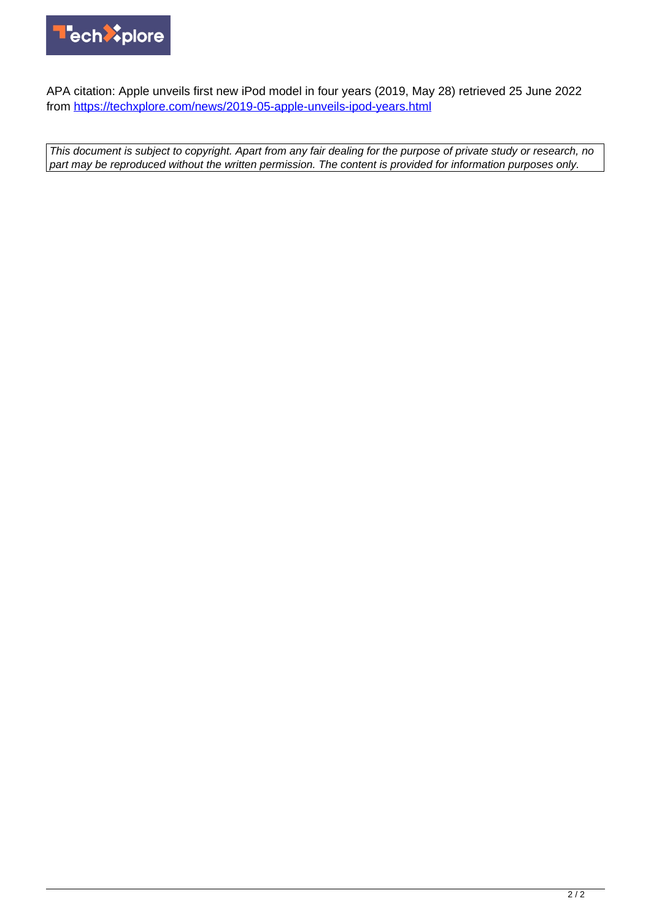APA citation: Apple unveils first new iPod model in four years (2019, May 28) retrieved 25 June 2022 from https://techxplore.com/news/2019-05-apple-unveils-ipod-years.html

*This document is subject to copyright. Apart from any fair dealing for the purpose of private study or research, no part may be reproduced without the written permission. The content is provided for information purposes only.*